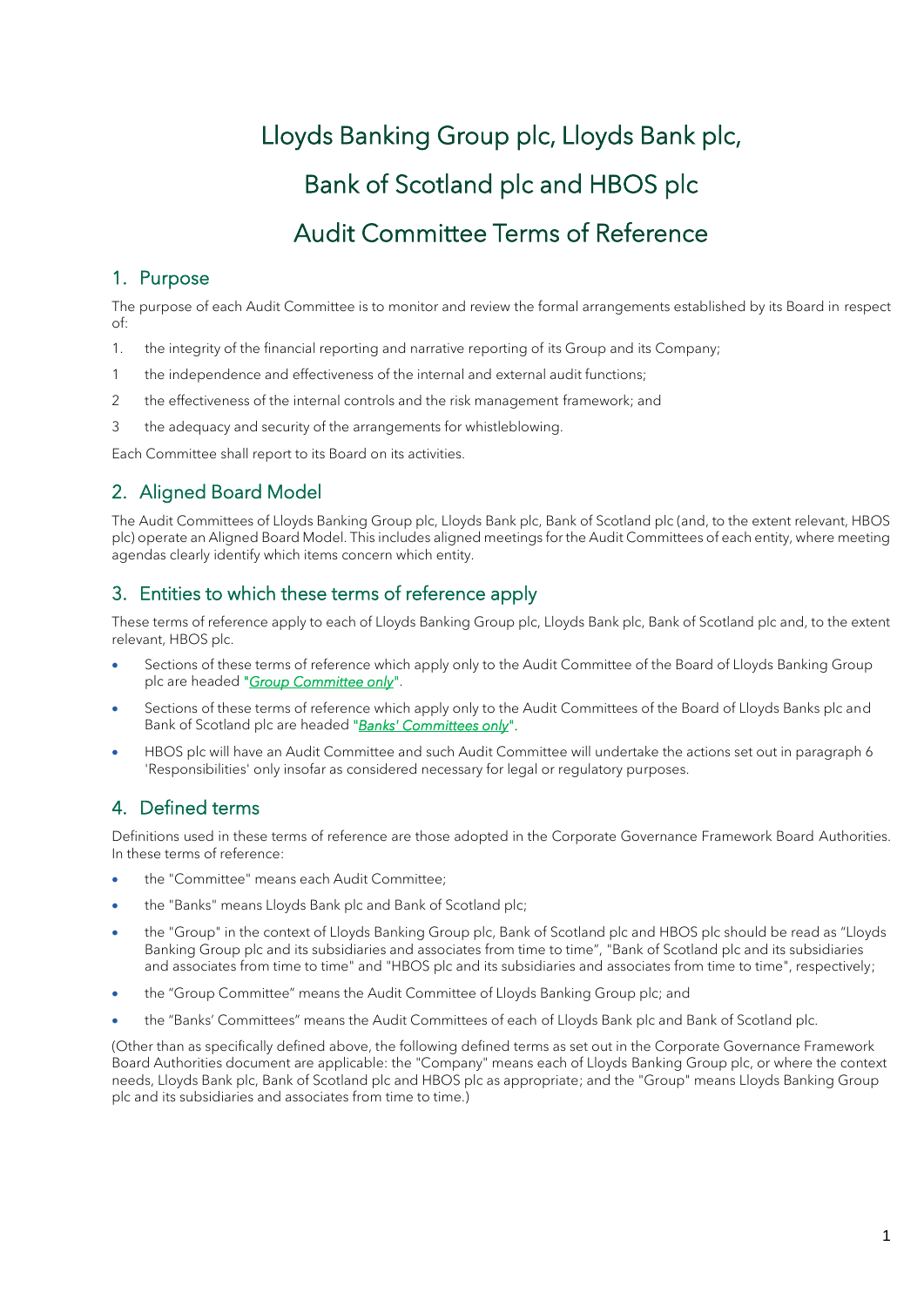# Lloyds Banking Group plc, Lloyds Bank plc, Bank of Scotland plc and HBOS plc Audit Committee Terms of Reference

## 1. Purpose

The purpose of each Audit Committee is to monitor and review the formal arrangements established by its Board in respect of:

1. the integrity of the financial reporting and narrative reporting of its Group and its Company;
1 the independence and effectiveness of the internal and external audit functions;
2 the effectiveness of the internal controls and the risk management framework; and
3 the adequacy and security of the arrangements for whistleblowing.

Each Committee shall report to its Board on its activities.

## 2. Aligned Board Model

The Audit Committees of Lloyds Banking Group plc, Lloyds Bank plc, Bank of Scotland plc (and, to the extent relevant, HBOS plc) operate an Aligned Board Model. This includes aligned meetings for the Audit Committees of each entity, where meeting agendas clearly identify which items concern which entity.

## 3. Entities to which these terms of reference apply

These terms of reference apply to each of Lloyds Banking Group plc, Lloyds Bank plc, Bank of Scotland plc and, to the extent relevant, HBOS plc.

- Sections of these terms of reference which apply only to the Audit Committee of the Board of Lloyds Banking Group plc are headed "*Group Committee only*".
- Sections of these terms of reference which apply only to the Audit Committees of the Board of Lloyds Banks plc and Bank of Scotland plc are headed "***Banks' Committees only***".
- HBOS plc will have an Audit Committee and such Audit Committee will undertake the actions set out in paragraph 6 'Responsibilities' only insofar as considered necessary for legal or regulatory purposes.

## 4. Defined terms

Definitions used in these terms of reference are those adopted in the Corporate Governance Framework Board Authorities. In these terms of reference:

- the "Committee" means each Audit Committee;
- the "Banks" means Lloyds Bank plc and Bank of Scotland plc;
- the "Group" in the context of Lloyds Banking Group plc, Bank of Scotland plc and HBOS plc should be read as "Lloyds Banking Group plc and its subsidiaries and associates from time to time", "Bank of Scotland plc and its subsidiaries and associates from time to time" and "HBOS plc and its subsidiaries and associates from time to time", respectively;
- the "Group Committee" means the Audit Committee of Lloyds Banking Group plc; and
- the "Banks' Committees" means the Audit Committees of each of Lloyds Bank plc and Bank of Scotland plc.

(Other than as specifically defined above, the following defined terms as set out in the Corporate Governance Framework Board Authorities document are applicable: the "Company" means each of Lloyds Banking Group plc, or where the context needs, Lloyds Bank plc, Bank of Scotland plc and HBOS plc as appropriate; and the "Group" means Lloyds Banking Group plc and its subsidiaries and associates from time to time.)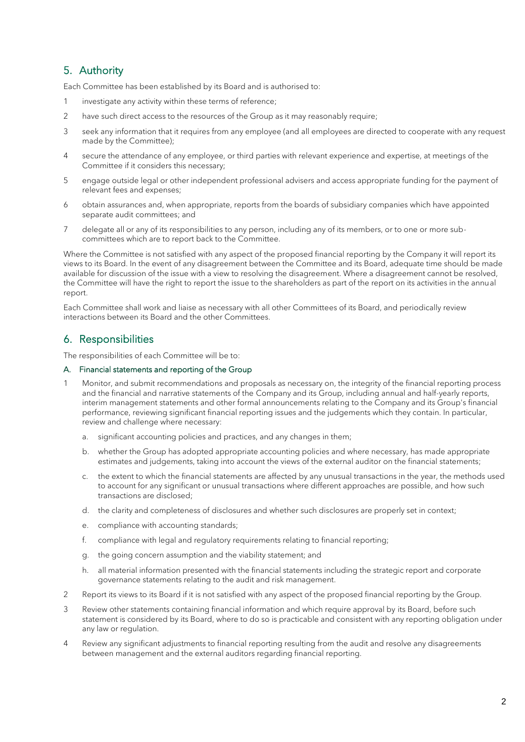## 5. Authority

Each Committee has been established by its Board and is authorised to:

1. investigate any activity within these terms of reference;
2. have such direct access to the resources of the Group as it may reasonably require;
3. seek any information that it requires from any employee (and all employees are directed to cooperate with any request made by the Committee);
4. secure the attendance of any employee, or third parties with relevant experience and expertise, at meetings of the Committee if it considers this necessary;
5. engage outside legal or other independent professional advisers and access appropriate funding for the payment of relevant fees and expenses;
6. obtain assurances and, when appropriate, reports from the boards of subsidiary companies which have appointed separate audit committees; and
7. delegate all or any of its responsibilities to any person, including any of its members, or to one or more sub-committees which are to report back to the Committee.

Where the Committee is not satisfied with any aspect of the proposed financial reporting by the Company it will report its views to its Board. In the event of any disagreement between the Committee and its Board, adequate time should be made available for discussion of the issue with a view to resolving the disagreement. Where a disagreement cannot be resolved, the Committee will have the right to report the issue to the shareholders as part of the report on its activities in the annual report.

Each Committee shall work and liaise as necessary with all other Committees of its Board, and periodically review interactions between its Board and the other Committees.

## 6. Responsibilities

The responsibilities of each Committee will be to:

### A. Financial statements and reporting of the Group

1. Monitor, and submit recommendations and proposals as necessary on, the integrity of the financial reporting process and the financial and narrative statements of the Company and its Group, including annual and half-yearly reports, interim management statements and other formal announcements relating to the Company and its Group's financial performance, reviewing significant financial reporting issues and the judgements which they contain. In particular, review and challenge where necessary:
   a. significant accounting policies and practices, and any changes in them;
   b. whether the Group has adopted appropriate accounting policies and where necessary, has made appropriate estimates and judgements, taking into account the views of the external auditor on the financial statements;
   c. the extent to which the financial statements are affected by any unusual transactions in the year, the methods used to account for any significant or unusual transactions where different approaches are possible, and how such transactions are disclosed;
   d. the clarity and completeness of disclosures and whether such disclosures are properly set in context;
   e. compliance with accounting standards;
   f. compliance with legal and regulatory requirements relating to financial reporting;
   g. the going concern assumption and the viability statement; and
   h. all material information presented with the financial statements including the strategic report and corporate governance statements relating to the audit and risk management.
2. Report its views to its Board if it is not satisfied with any aspect of the proposed financial reporting by the Group.
3. Review other statements containing financial information and which require approval by its Board, before such statement is considered by its Board, where to do so is practicable and consistent with any reporting obligation under any law or regulation.
4. Review any significant adjustments to financial reporting resulting from the audit and resolve any disagreements between management and the external auditors regarding financial reporting.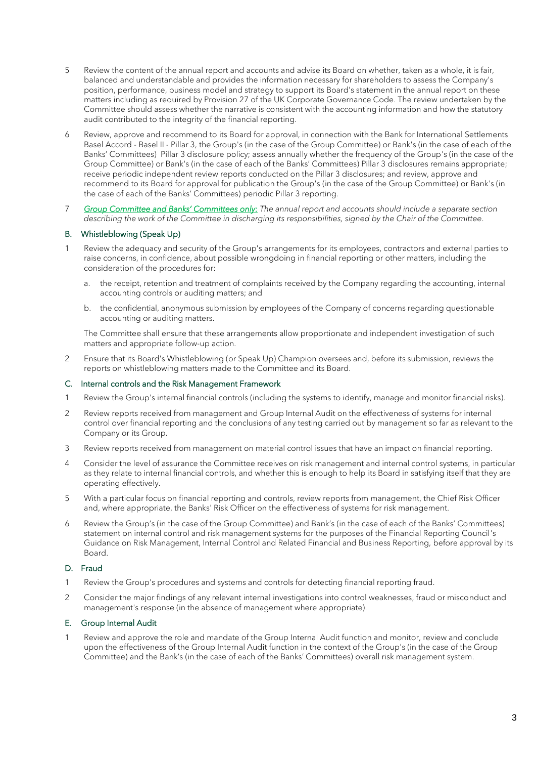5 Review the content of the annual report and accounts and advise its Board on whether, taken as a whole, it is fair, balanced and understandable and provides the information necessary for shareholders to assess the Company's position, performance, business model and strategy to support its Board's statement in the annual report on these matters including as required by Provision 27 of the UK Corporate Governance Code. The review undertaken by the Committee should assess whether the narrative is consistent with the accounting information and how the statutory audit contributed to the integrity of the financial reporting.

6 Review, approve and recommend to its Board for approval, in connection with the Bank for International Settlements Basel Accord - Basel II - Pillar 3, the Group's (in the case of the Group Committee) or Bank's (in the case of each of the Banks' Committees) Pillar 3 disclosure policy; assess annually whether the frequency of the Group's (in the case of the Group Committee) or Bank's (in the case of each of the Banks' Committees) Pillar 3 disclosures remains appropriate; receive periodic independent review reports conducted on the Pillar 3 disclosures; and review, approve and recommend to its Board for approval for publication the Group's (in the case of the Group Committee) or Bank's (in the case of each of the Banks' Committees) periodic Pillar 3 reporting.

7 *Group Committee and Banks' Committees only: The annual report and accounts should include a separate section describing the work of the Committee in discharging its responsibilities, signed by the Chair of the Committee.*

### B. Whistleblowing (Speak Up)

1 Review the adequacy and security of the Group's arrangements for its employees, contractors and external parties to raise concerns, in confidence, about possible wrongdoing in financial reporting or other matters, including the consideration of the procedures for:

a. the receipt, retention and treatment of complaints received by the Company regarding the accounting, internal accounting controls or auditing matters; and

b. the confidential, anonymous submission by employees of the Company of concerns regarding questionable accounting or auditing matters.

The Committee shall ensure that these arrangements allow proportionate and independent investigation of such matters and appropriate follow-up action.

2 Ensure that its Board's Whistleblowing (or Speak Up) Champion oversees and, before its submission, reviews the reports on whistleblowing matters made to the Committee and its Board.

### C. Internal controls and the Risk Management Framework

1 Review the Group's internal financial controls (including the systems to identify, manage and monitor financial risks).

2 Review reports received from management and Group Internal Audit on the effectiveness of systems for internal control over financial reporting and the conclusions of any testing carried out by management so far as relevant to the Company or its Group.

3 Review reports received from management on material control issues that have an impact on financial reporting.

4 Consider the level of assurance the Committee receives on risk management and internal control systems, in particular as they relate to internal financial controls, and whether this is enough to help its Board in satisfying itself that they are operating effectively.

5 With a particular focus on financial reporting and controls, review reports from management, the Chief Risk Officer and, where appropriate, the Banks' Risk Officer on the effectiveness of systems for risk management.

6 Review the Group's (in the case of the Group Committee) and Bank's (in the case of each of the Banks' Committees) statement on internal control and risk management systems for the purposes of the Financial Reporting Council's Guidance on Risk Management, Internal Control and Related Financial and Business Reporting, before approval by its Board.

### D. Fraud

1 Review the Group's procedures and systems and controls for detecting financial reporting fraud.

2 Consider the major findings of any relevant internal investigations into control weaknesses, fraud or misconduct and management's response (in the absence of management where appropriate).

### E. Group Internal Audit

1 Review and approve the role and mandate of the Group Internal Audit function and monitor, review and conclude upon the effectiveness of the Group Internal Audit function in the context of the Group's (in the case of the Group Committee) and the Bank's (in the case of each of the Banks' Committees) overall risk management system.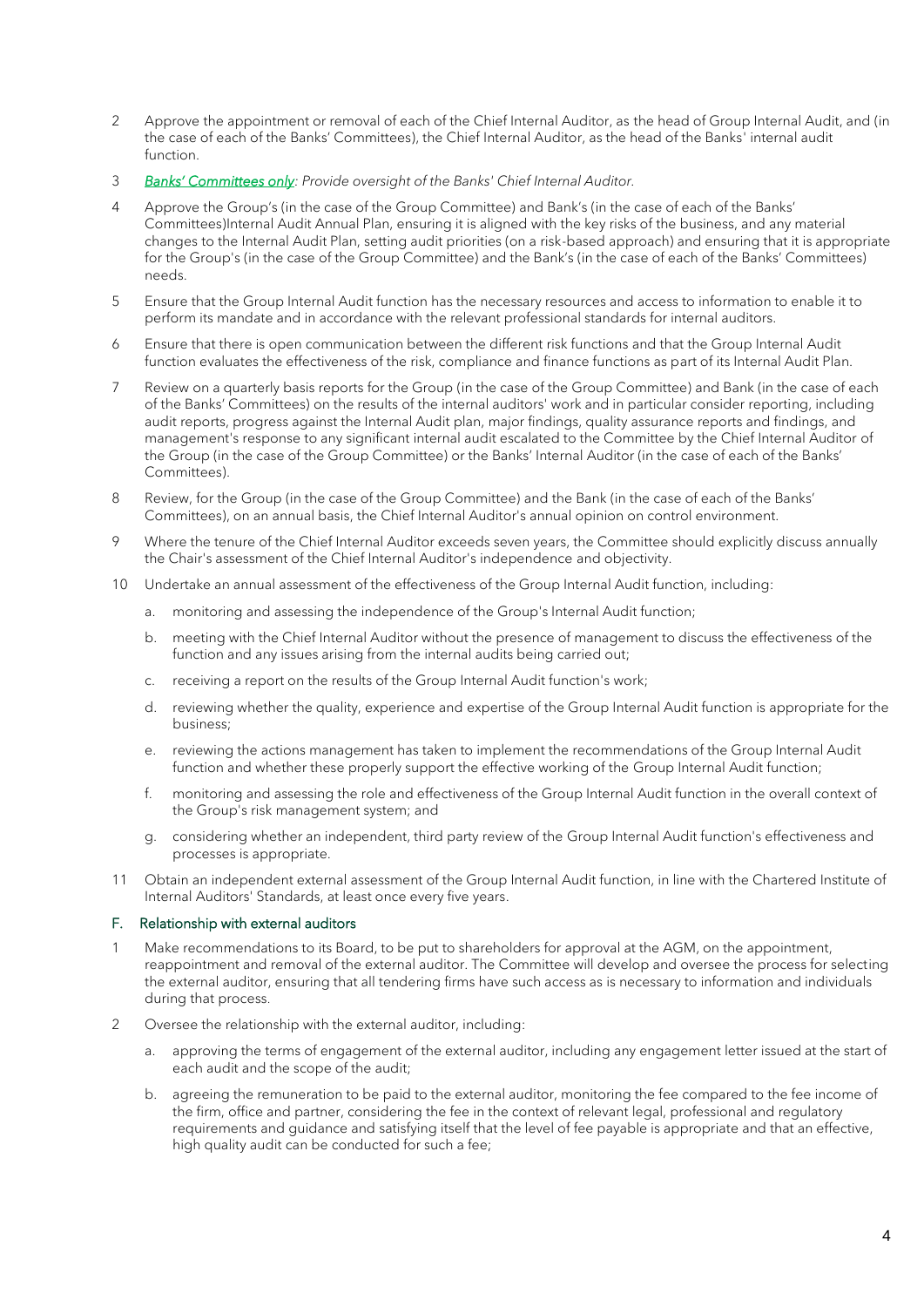2 Approve the appointment or removal of each of the Chief Internal Auditor, as the head of Group Internal Audit, and (in the case of each of the Banks' Committees), the Chief Internal Auditor, as the head of the Banks' internal audit function.

3 *Banks' Committees only: Provide oversight of the Banks' Chief Internal Auditor.*

4 Approve the Group's (in the case of the Group Committee) and Bank's (in the case of each of the Banks' Committees)Internal Audit Annual Plan, ensuring it is aligned with the key risks of the business, and any material changes to the Internal Audit Plan, setting audit priorities (on a risk-based approach) and ensuring that it is appropriate for the Group's (in the case of the Group Committee) and the Bank's (in the case of each of the Banks' Committees) needs.

5 Ensure that the Group Internal Audit function has the necessary resources and access to information to enable it to perform its mandate and in accordance with the relevant professional standards for internal auditors.

6 Ensure that there is open communication between the different risk functions and that the Group Internal Audit function evaluates the effectiveness of the risk, compliance and finance functions as part of its Internal Audit Plan.

7 Review on a quarterly basis reports for the Group (in the case of the Group Committee) and Bank (in the case of each of the Banks' Committees) on the results of the internal auditors' work and in particular consider reporting, including audit reports, progress against the Internal Audit plan, major findings, quality assurance reports and findings, and management's response to any significant internal audit escalated to the Committee by the Chief Internal Auditor of the Group (in the case of the Group Committee) or the Banks' Internal Auditor (in the case of each of the Banks' Committees).

8 Review, for the Group (in the case of the Group Committee) and the Bank (in the case of each of the Banks' Committees), on an annual basis, the Chief Internal Auditor's annual opinion on control environment.

9 Where the tenure of the Chief Internal Auditor exceeds seven years, the Committee should explicitly discuss annually the Chair's assessment of the Chief Internal Auditor's independence and objectivity.

10 Undertake an annual assessment of the effectiveness of the Group Internal Audit function, including:

a. monitoring and assessing the independence of the Group's Internal Audit function;

b. meeting with the Chief Internal Auditor without the presence of management to discuss the effectiveness of the function and any issues arising from the internal audits being carried out;

c. receiving a report on the results of the Group Internal Audit function's work;

d. reviewing whether the quality, experience and expertise of the Group Internal Audit function is appropriate for the business;

e. reviewing the actions management has taken to implement the recommendations of the Group Internal Audit function and whether these properly support the effective working of the Group Internal Audit function;

f. monitoring and assessing the role and effectiveness of the Group Internal Audit function in the overall context of the Group's risk management system; and

g. considering whether an independent, third party review of the Group Internal Audit function's effectiveness and processes is appropriate.

11 Obtain an independent external assessment of the Group Internal Audit function, in line with the Chartered Institute of Internal Auditors' Standards, at least once every five years.

### F. Relationship with external auditors

1 Make recommendations to its Board, to be put to shareholders for approval at the AGM, on the appointment, reappointment and removal of the external auditor. The Committee will develop and oversee the process for selecting the external auditor, ensuring that all tendering firms have such access as is necessary to information and individuals during that process.

2 Oversee the relationship with the external auditor, including:

a. approving the terms of engagement of the external auditor, including any engagement letter issued at the start of each audit and the scope of the audit;

b. agreeing the remuneration to be paid to the external auditor, monitoring the fee compared to the fee income of the firm, office and partner, considering the fee in the context of relevant legal, professional and regulatory requirements and guidance and satisfying itself that the level of fee payable is appropriate and that an effective, high quality audit can be conducted for such a fee;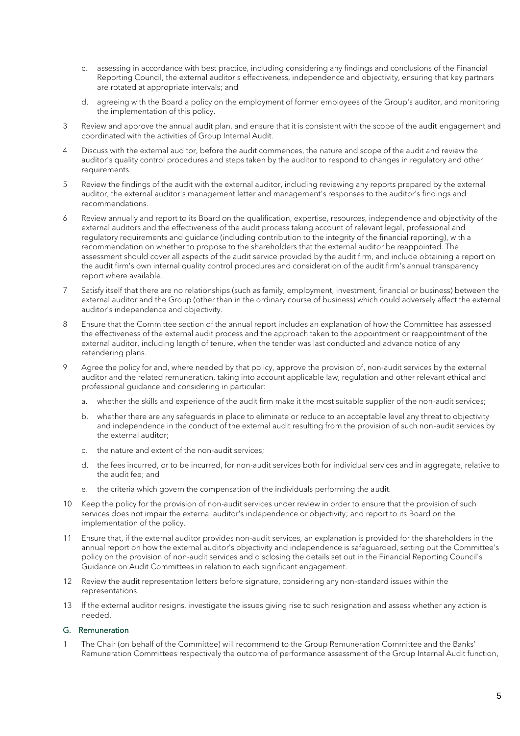c. assessing in accordance with best practice, including considering any findings and conclusions of the Financial Reporting Council, the external auditor's effectiveness, independence and objectivity, ensuring that key partners are rotated at appropriate intervals; and

d. agreeing with the Board a policy on the employment of former employees of the Group's auditor, and monitoring the implementation of this policy.

3 Review and approve the annual audit plan, and ensure that it is consistent with the scope of the audit engagement and coordinated with the activities of Group Internal Audit.

4 Discuss with the external auditor, before the audit commences, the nature and scope of the audit and review the auditor's quality control procedures and steps taken by the auditor to respond to changes in regulatory and other requirements.

5 Review the findings of the audit with the external auditor, including reviewing any reports prepared by the external auditor, the external auditor's management letter and management's responses to the auditor's findings and recommendations.

6 Review annually and report to its Board on the qualification, expertise, resources, independence and objectivity of the external auditors and the effectiveness of the audit process taking account of relevant legal, professional and regulatory requirements and guidance (including contribution to the integrity of the financial reporting), with a recommendation on whether to propose to the shareholders that the external auditor be reappointed. The assessment should cover all aspects of the audit service provided by the audit firm, and include obtaining a report on the audit firm's own internal quality control procedures and consideration of the audit firm's annual transparency report where available.

7 Satisfy itself that there are no relationships (such as family, employment, investment, financial or business) between the external auditor and the Group (other than in the ordinary course of business) which could adversely affect the external auditor's independence and objectivity.

8 Ensure that the Committee section of the annual report includes an explanation of how the Committee has assessed the effectiveness of the external audit process and the approach taken to the appointment or reappointment of the external auditor, including length of tenure, when the tender was last conducted and advance notice of any retendering plans.

9 Agree the policy for and, where needed by that policy, approve the provision of, non-audit services by the external auditor and the related remuneration, taking into account applicable law, regulation and other relevant ethical and professional guidance and considering in particular:

a. whether the skills and experience of the audit firm make it the most suitable supplier of the non-audit services;

b. whether there are any safeguards in place to eliminate or reduce to an acceptable level any threat to objectivity and independence in the conduct of the external audit resulting from the provision of such non-audit services by the external auditor;

c. the nature and extent of the non-audit services;

d. the fees incurred, or to be incurred, for non-audit services both for individual services and in aggregate, relative to the audit fee; and

e. the criteria which govern the compensation of the individuals performing the audit.

10 Keep the policy for the provision of non-audit services under review in order to ensure that the provision of such services does not impair the external auditor's independence or objectivity; and report to its Board on the implementation of the policy.

11 Ensure that, if the external auditor provides non-audit services, an explanation is provided for the shareholders in the annual report on how the external auditor's objectivity and independence is safeguarded, setting out the Committee's policy on the provision of non-audit services and disclosing the details set out in the Financial Reporting Council's Guidance on Audit Committees in relation to each significant engagement.

12 Review the audit representation letters before signature, considering any non-standard issues within the representations.

13 If the external auditor resigns, investigate the issues giving rise to such resignation and assess whether any action is needed.

## G. Remuneration

1 The Chair (on behalf of the Committee) will recommend to the Group Remuneration Committee and the Banks' Remuneration Committees respectively the outcome of performance assessment of the Group Internal Audit function,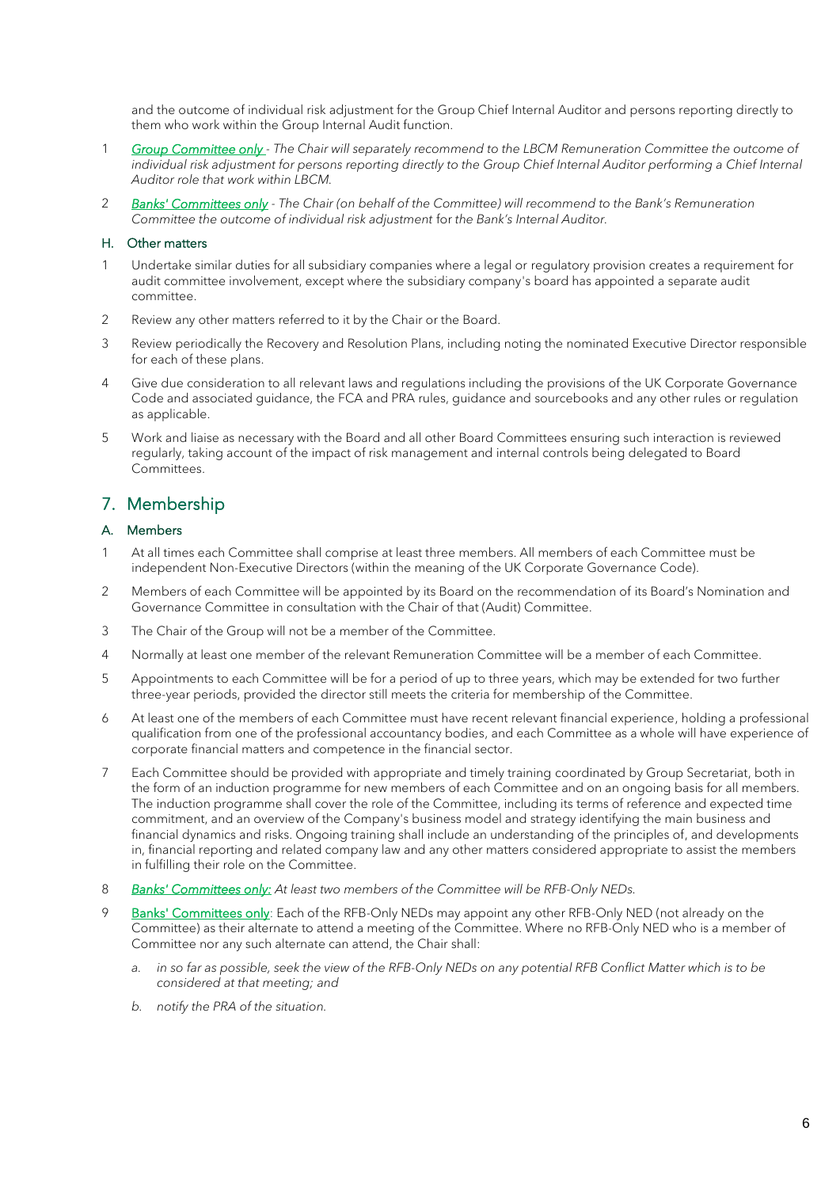and the outcome of individual risk adjustment for the Group Chief Internal Auditor and persons reporting directly to them who work within the Group Internal Audit function.

1 *Group Committee only - The Chair will separately recommend to the LBCM Remuneration Committee the outcome of individual risk adjustment for persons reporting directly to the Group Chief Internal Auditor performing a Chief Internal Auditor role that work within LBCM.*

2 *Banks' Committees only - The Chair (on behalf of the Committee) will recommend to the Bank's Remuneration Committee the outcome of individual risk adjustment* for *the Bank's Internal Auditor.*

### H. Other matters

1 Undertake similar duties for all subsidiary companies where a legal or regulatory provision creates a requirement for audit committee involvement, except where the subsidiary company's board has appointed a separate audit committee.

2 Review any other matters referred to it by the Chair or the Board.

3 Review periodically the Recovery and Resolution Plans, including noting the nominated Executive Director responsible for each of these plans.

4 Give due consideration to all relevant laws and regulations including the provisions of the UK Corporate Governance Code and associated guidance, the FCA and PRA rules, guidance and sourcebooks and any other rules or regulation as applicable.

5 Work and liaise as necessary with the Board and all other Board Committees ensuring such interaction is reviewed regularly, taking account of the impact of risk management and internal controls being delegated to Board Committees.

## 7. Membership

### A. Members

1 At all times each Committee shall comprise at least three members. All members of each Committee must be independent Non-Executive Directors (within the meaning of the UK Corporate Governance Code).

2 Members of each Committee will be appointed by its Board on the recommendation of its Board's Nomination and Governance Committee in consultation with the Chair of that (Audit) Committee.

3 The Chair of the Group will not be a member of the Committee.

4 Normally at least one member of the relevant Remuneration Committee will be a member of each Committee.

5 Appointments to each Committee will be for a period of up to three years, which may be extended for two further three-year periods, provided the director still meets the criteria for membership of the Committee.

6 At least one of the members of each Committee must have recent relevant financial experience, holding a professional qualification from one of the professional accountancy bodies, and each Committee as a whole will have experience of corporate financial matters and competence in the financial sector.

7 Each Committee should be provided with appropriate and timely training coordinated by Group Secretariat, both in the form of an induction programme for new members of each Committee and on an ongoing basis for all members. The induction programme shall cover the role of the Committee, including its terms of reference and expected time commitment, and an overview of the Company's business model and strategy identifying the main business and financial dynamics and risks. Ongoing training shall include an understanding of the principles of, and developments in, financial reporting and related company law and any other matters considered appropriate to assist the members in fulfilling their role on the Committee.

8 *Banks' Committees only: At least two members of the Committee will be RFB-Only NEDs.*

9 Banks' Committees only: Each of the RFB-Only NEDs may appoint any other RFB-Only NED (not already on the Committee) as their alternate to attend a meeting of the Committee. Where no RFB-Only NED who is a member of Committee nor any such alternate can attend, the Chair shall:

a. *in so far as possible, seek the view of the RFB-Only NEDs on any potential RFB Conflict Matter which is to be considered at that meeting; and*

b. *notify the PRA of the situation.*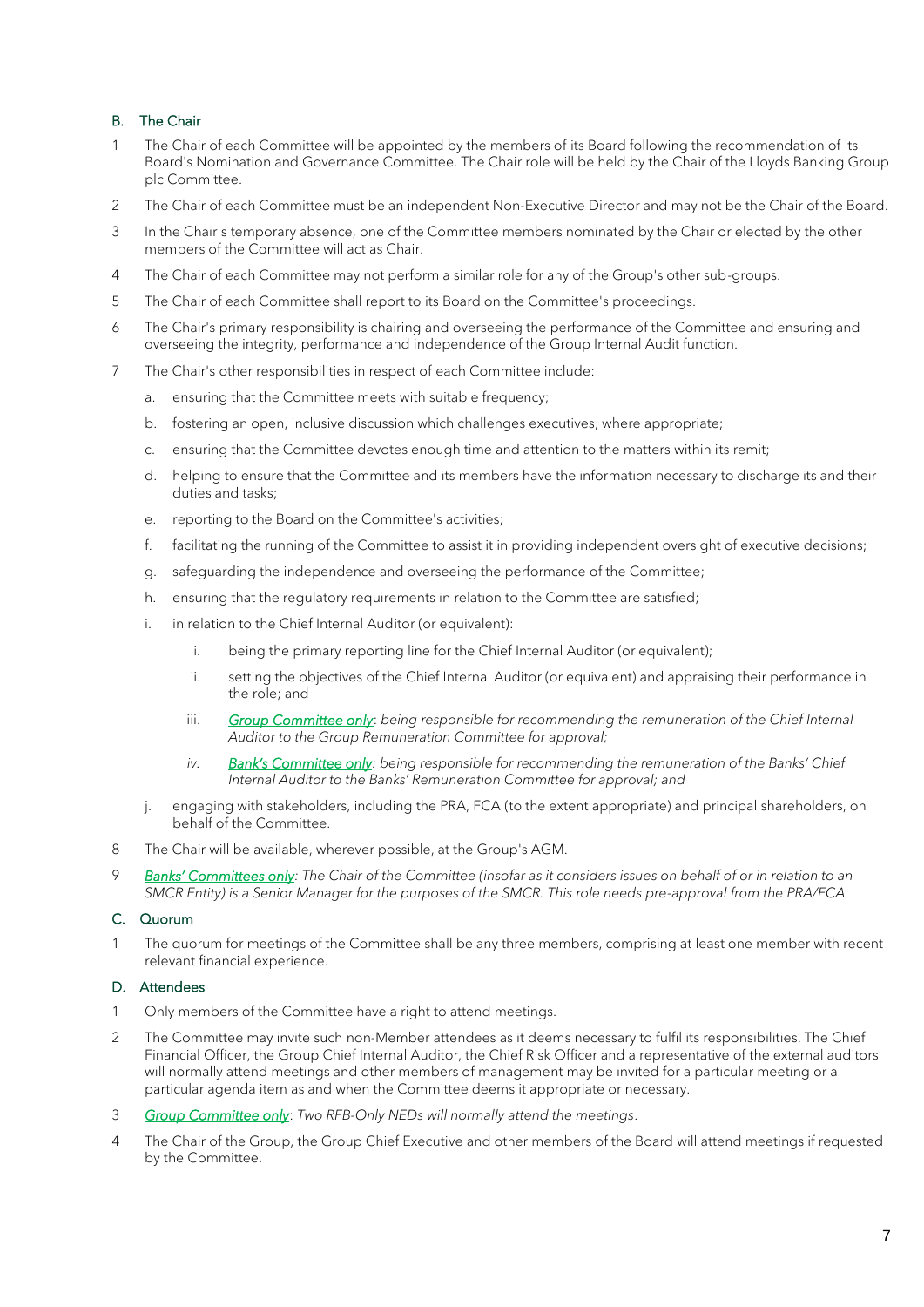## B. The Chair

1. The Chair of each Committee will be appointed by the members of its Board following the recommendation of its Board's Nomination and Governance Committee. The Chair role will be held by the Chair of the Lloyds Banking Group plc Committee.
2. The Chair of each Committee must be an independent Non-Executive Director and may not be the Chair of the Board.
3. In the Chair's temporary absence, one of the Committee members nominated by the Chair or elected by the other members of the Committee will act as Chair.
4. The Chair of each Committee may not perform a similar role for any of the Group's other sub-groups.
5. The Chair of each Committee shall report to its Board on the Committee's proceedings.
6. The Chair's primary responsibility is chairing and overseeing the performance of the Committee and ensuring and overseeing the integrity, performance and independence of the Group Internal Audit function.
7. The Chair's other responsibilities in respect of each Committee include:
   a. ensuring that the Committee meets with suitable frequency;
   b. fostering an open, inclusive discussion which challenges executives, where appropriate;
   c. ensuring that the Committee devotes enough time and attention to the matters within its remit;
   d. helping to ensure that the Committee and its members have the information necessary to discharge its and their duties and tasks;
   e. reporting to the Board on the Committee's activities;
   f. facilitating the running of the Committee to assist it in providing independent oversight of executive decisions;
   g. safeguarding the independence and overseeing the performance of the Committee;
   h. ensuring that the regulatory requirements in relation to the Committee are satisfied;
   i. in relation to the Chief Internal Auditor (or equivalent):
      i. being the primary reporting line for the Chief Internal Auditor (or equivalent);
      ii. setting the objectives of the Chief Internal Auditor (or equivalent) and appraising their performance in the role; and
      iii. *Group Committee only: being responsible for recommending the remuneration of the Chief Internal Auditor to the Group Remuneration Committee for approval;*
      iv. *Bank's Committee only: being responsible for recommending the remuneration of the Banks' Chief Internal Auditor to the Banks' Remuneration Committee for approval; and*
   j. engaging with stakeholders, including the PRA, FCA (to the extent appropriate) and principal shareholders, on behalf of the Committee.
8. The Chair will be available, wherever possible, at the Group's AGM.
9. *Banks' Committees only: The Chair of the Committee (insofar as it considers issues on behalf of or in relation to an SMCR Entity) is a Senior Manager for the purposes of the SMCR. This role needs pre-approval from the PRA/FCA.*

## C. Quorum

1. The quorum for meetings of the Committee shall be any three members, comprising at least one member with recent relevant financial experience.

## D. Attendees

1. Only members of the Committee have a right to attend meetings.
2. The Committee may invite such non-Member attendees as it deems necessary to fulfil its responsibilities. The Chief Financial Officer, the Group Chief Internal Auditor, the Chief Risk Officer and a representative of the external auditors will normally attend meetings and other members of management may be invited for a particular meeting or a particular agenda item as and when the Committee deems it appropriate or necessary.
3. *Group Committee only: Two RFB-Only NEDs will normally attend the meetings.*
4. The Chair of the Group, the Group Chief Executive and other members of the Board will attend meetings if requested by the Committee.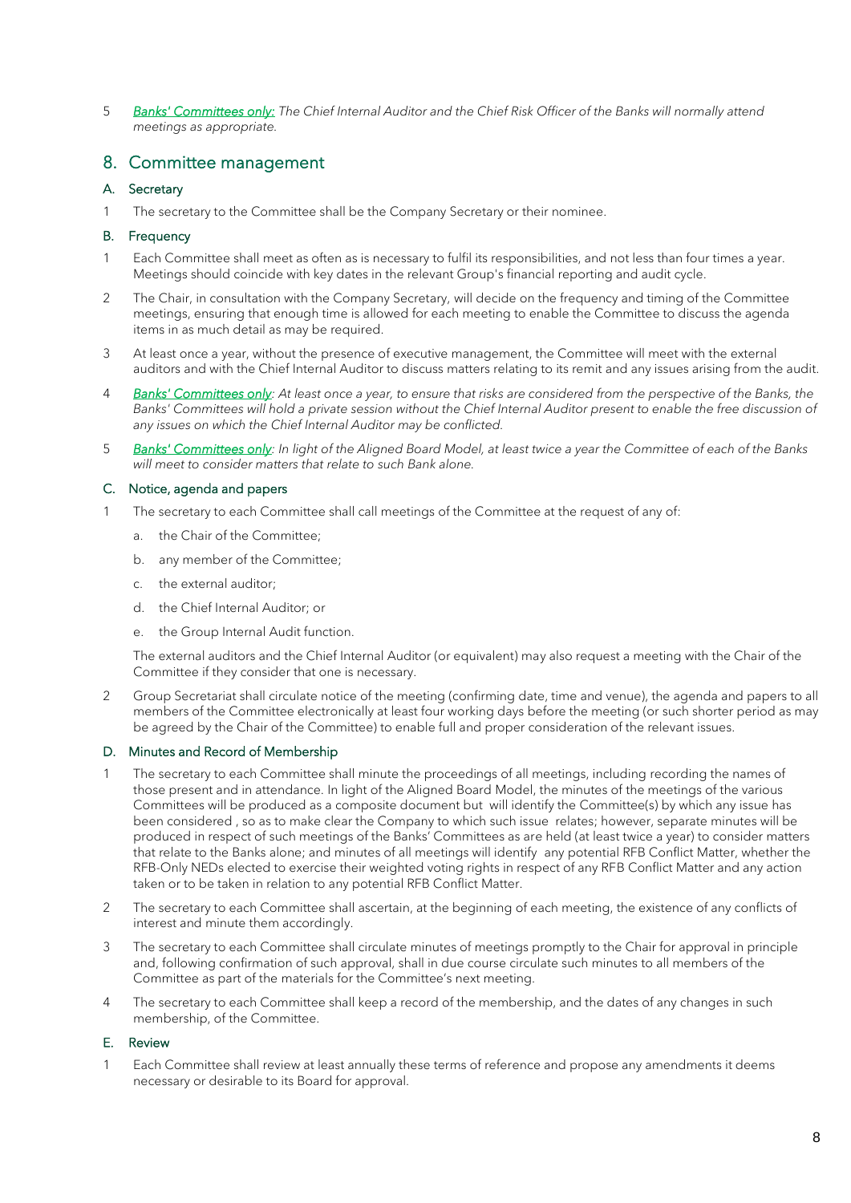5 *Banks' Committees only: The Chief Internal Auditor and the Chief Risk Officer of the Banks will normally attend meetings as appropriate.*

## 8. Committee management

### A. Secretary

1 The secretary to the Committee shall be the Company Secretary or their nominee.

### B. Frequency

1 Each Committee shall meet as often as is necessary to fulfil its responsibilities, and not less than four times a year. Meetings should coincide with key dates in the relevant Group's financial reporting and audit cycle.

2 The Chair, in consultation with the Company Secretary, will decide on the frequency and timing of the Committee meetings, ensuring that enough time is allowed for each meeting to enable the Committee to discuss the agenda items in as much detail as may be required.

3 At least once a year, without the presence of executive management, the Committee will meet with the external auditors and with the Chief Internal Auditor to discuss matters relating to its remit and any issues arising from the audit.

4 *Banks' Committees only: At least once a year, to ensure that risks are considered from the perspective of the Banks, the Banks' Committees will hold a private session without the Chief Internal Auditor present to enable the free discussion of any issues on which the Chief Internal Auditor may be conflicted.*

5 *Banks' Committees only: In light of the Aligned Board Model, at least twice a year the Committee of each of the Banks will meet to consider matters that relate to such Bank alone.*

### C. Notice, agenda and papers

1 The secretary to each Committee shall call meetings of the Committee at the request of any of:

a. the Chair of the Committee;

b. any member of the Committee;

c. the external auditor;

d. the Chief Internal Auditor; or

e. the Group Internal Audit function.

The external auditors and the Chief Internal Auditor (or equivalent) may also request a meeting with the Chair of the Committee if they consider that one is necessary.

2 Group Secretariat shall circulate notice of the meeting (confirming date, time and venue), the agenda and papers to all members of the Committee electronically at least four working days before the meeting (or such shorter period as may be agreed by the Chair of the Committee) to enable full and proper consideration of the relevant issues.

### D. Minutes and Record of Membership

1 The secretary to each Committee shall minute the proceedings of all meetings, including recording the names of those present and in attendance. In light of the Aligned Board Model, the minutes of the meetings of the various Committees will be produced as a composite document but will identify the Committee(s) by which any issue has been considered , so as to make clear the Company to which such issue relates; however, separate minutes will be produced in respect of such meetings of the Banks' Committees as are held (at least twice a year) to consider matters that relate to the Banks alone; and minutes of all meetings will identify any potential RFB Conflict Matter, whether the RFB-Only NEDs elected to exercise their weighted voting rights in respect of any RFB Conflict Matter and any action taken or to be taken in relation to any potential RFB Conflict Matter.

2 The secretary to each Committee shall ascertain, at the beginning of each meeting, the existence of any conflicts of interest and minute them accordingly.

3 The secretary to each Committee shall circulate minutes of meetings promptly to the Chair for approval in principle and, following confirmation of such approval, shall in due course circulate such minutes to all members of the Committee as part of the materials for the Committee's next meeting.

4 The secretary to each Committee shall keep a record of the membership, and the dates of any changes in such membership, of the Committee.

### E. Review

1 Each Committee shall review at least annually these terms of reference and propose any amendments it deems necessary or desirable to its Board for approval.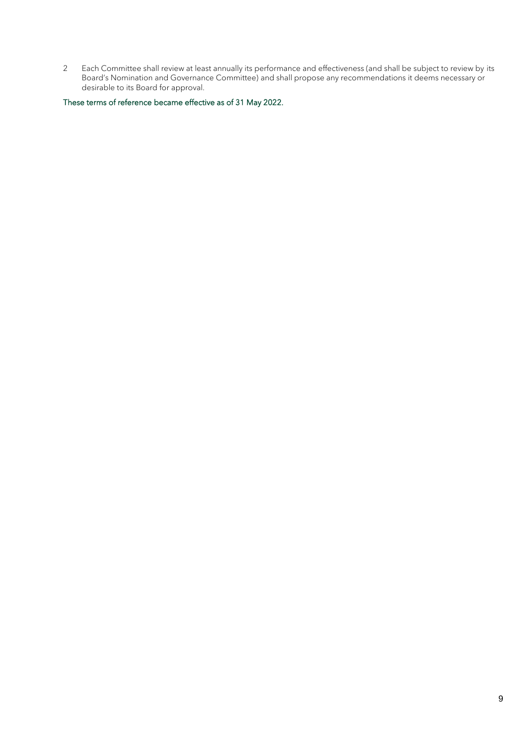2 Each Committee shall review at least annually its performance and effectiveness (and shall be subject to review by its Board's Nomination and Governance Committee) and shall propose any recommendations it deems necessary or desirable to its Board for approval.

These terms of reference became effective as of 31 May 2022.